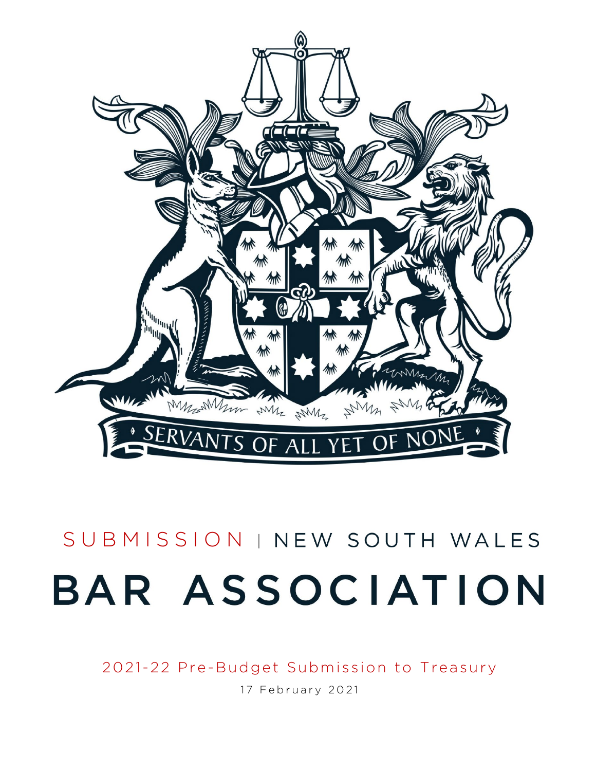SERVANTS OF ALL YET OF NONE

SUBMISSION | NEW SOUTH WALES

# BAR ASSOCIATION

2021-22 Pre-Budget Submission to Treasury

17 February 2021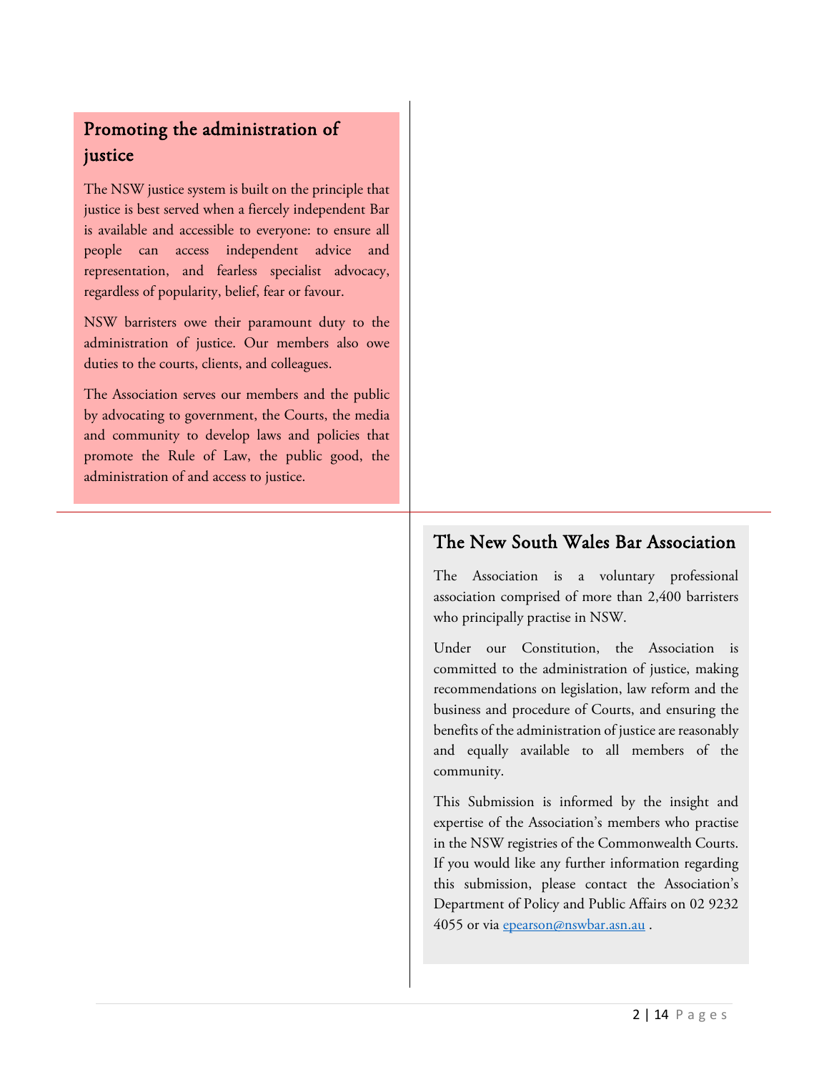## Promoting the administration of justice

The NSW justice system is built on the principle that justice is best served when a fiercely independent Bar is available and accessible to everyone: to ensure all people can access independent advice and representation, and fearless specialist advocacy, regardless of popularity, belief, fear or favour.

NSW barristers owe their paramount duty to the administration of justice. Our members also owe duties to the courts, clients, and colleagues.

The Association serves our members and the public by advocating to government, the Courts, the media and community to develop laws and policies that promote the Rule of Law, the public good, the administration of and access to justice.

## The New South Wales Bar Association

The Association is a voluntary professional association comprised of more than 2,400 barristers who principally practise in NSW.

Under our Constitution, the Association is committed to the administration of justice, making recommendations on legislation, law reform and the business and procedure of Courts, and ensuring the benefits of the administration of justice are reasonably and equally available to all members of the community.

This Submission is informed by the insight and expertise of the Association's members who practise in the NSW registries of the Commonwealth Courts. If you would like any further information regarding this submission, please contact the Association's Department of Policy and Public Affairs on 02 9232 4055 or via epearson@nswbar.asn.au .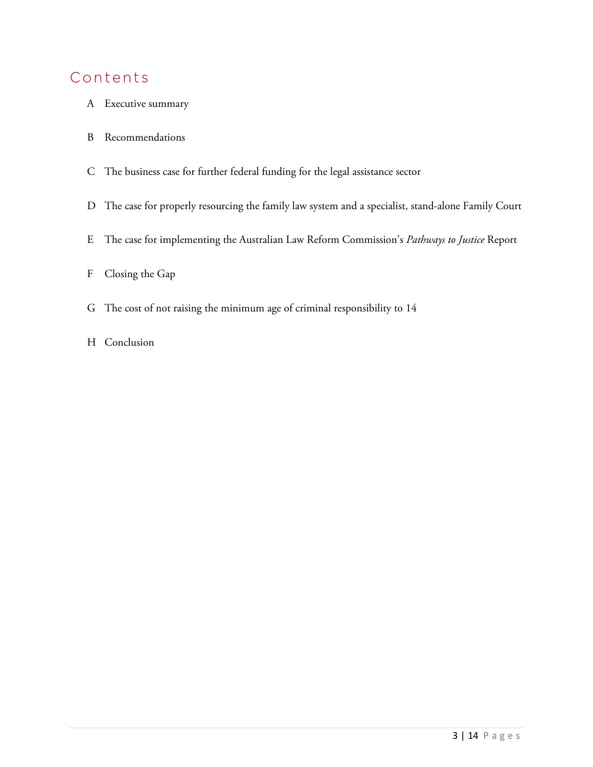## Contents

A Executive summary

B Recommendations

C The business case for further federal funding for the legal assistance sector

D The case for properly resourcing the family law system and a specialist, stand-alone Family Court

E The case for implementing the Australian Law Reform Commission's *Pathways to Justice* Report

F Closing the Gap

G The cost of not raising the minimum age of criminal responsibility to 14

H Conclusion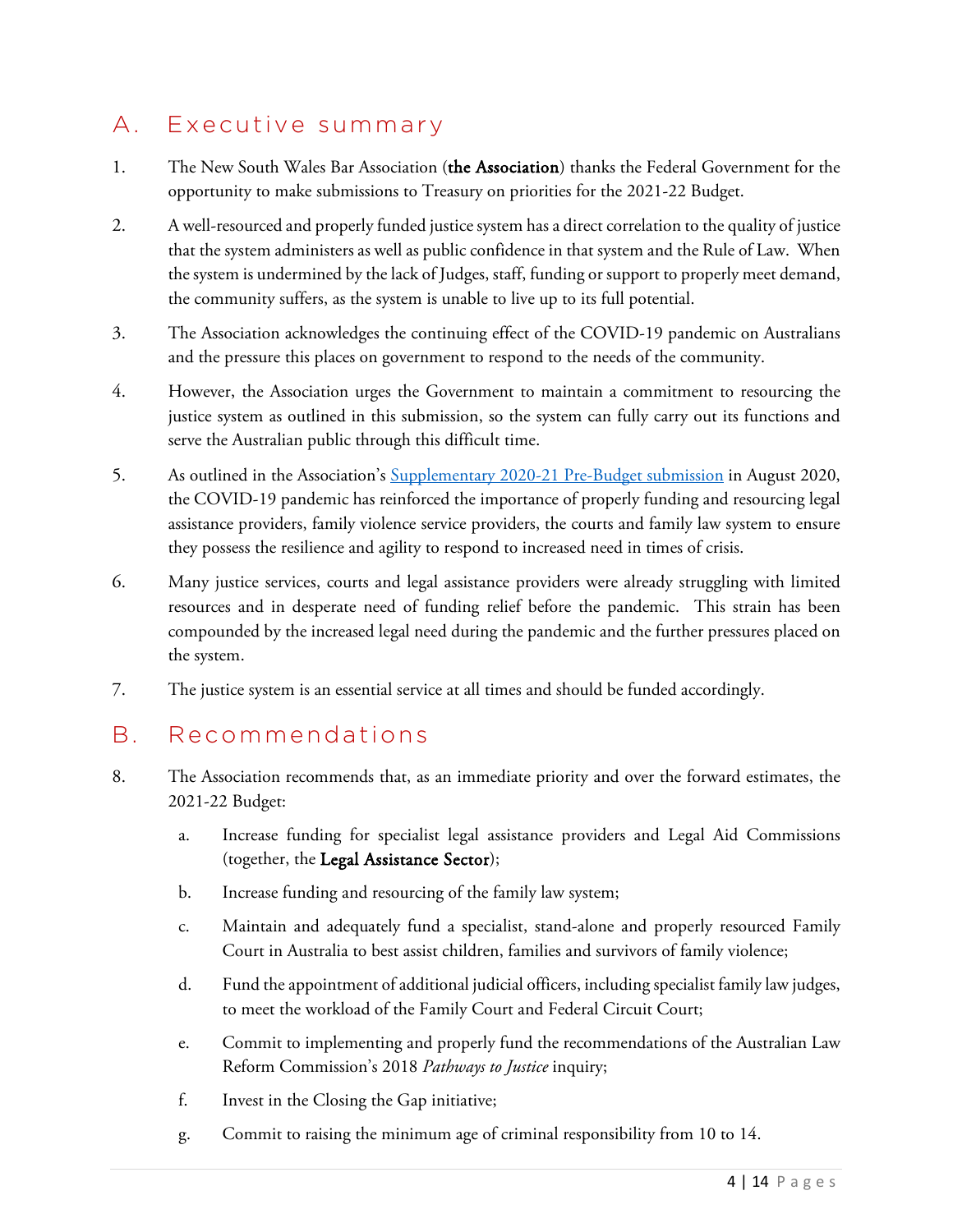## A. Executive summary

1. The New South Wales Bar Association (**the Association**) thanks the Federal Government for the opportunity to make submissions to Treasury on priorities for the 2021-22 Budget.

2. A well-resourced and properly funded justice system has a direct correlation to the quality of justice that the system administers as well as public confidence in that system and the Rule of Law. When the system is undermined by the lack of Judges, staff, funding or support to properly meet demand, the community suffers, as the system is unable to live up to its full potential.

3. The Association acknowledges the continuing effect of the COVID-19 pandemic on Australians and the pressure this places on government to respond to the needs of the community.

4. However, the Association urges the Government to maintain a commitment to resourcing the justice system as outlined in this submission, so the system can fully carry out its functions and serve the Australian public through this difficult time.

5. As outlined in the Association's Supplementary 2020-21 Pre-Budget submission in August 2020, the COVID-19 pandemic has reinforced the importance of properly funding and resourcing legal assistance providers, family violence service providers, the courts and family law system to ensure they possess the resilience and agility to respond to increased need in times of crisis.

6. Many justice services, courts and legal assistance providers were already struggling with limited resources and in desperate need of funding relief before the pandemic. This strain has been compounded by the increased legal need during the pandemic and the further pressures placed on the system.

7. The justice system is an essential service at all times and should be funded accordingly.

## B. Recommendations

8. The Association recommends that, as an immediate priority and over the forward estimates, the 2021-22 Budget:

   a. Increase funding for specialist legal assistance providers and Legal Aid Commissions (together, the **Legal Assistance Sector**);

   b. Increase funding and resourcing of the family law system;

   c. Maintain and adequately fund a specialist, stand-alone and properly resourced Family Court in Australia to best assist children, families and survivors of family violence;

   d. Fund the appointment of additional judicial officers, including specialist family law judges, to meet the workload of the Family Court and Federal Circuit Court;

   e. Commit to implementing and properly fund the recommendations of the Australian Law Reform Commission's 2018 *Pathways to Justice* inquiry;

   f. Invest in the Closing the Gap initiative;

   g. Commit to raising the minimum age of criminal responsibility from 10 to 14.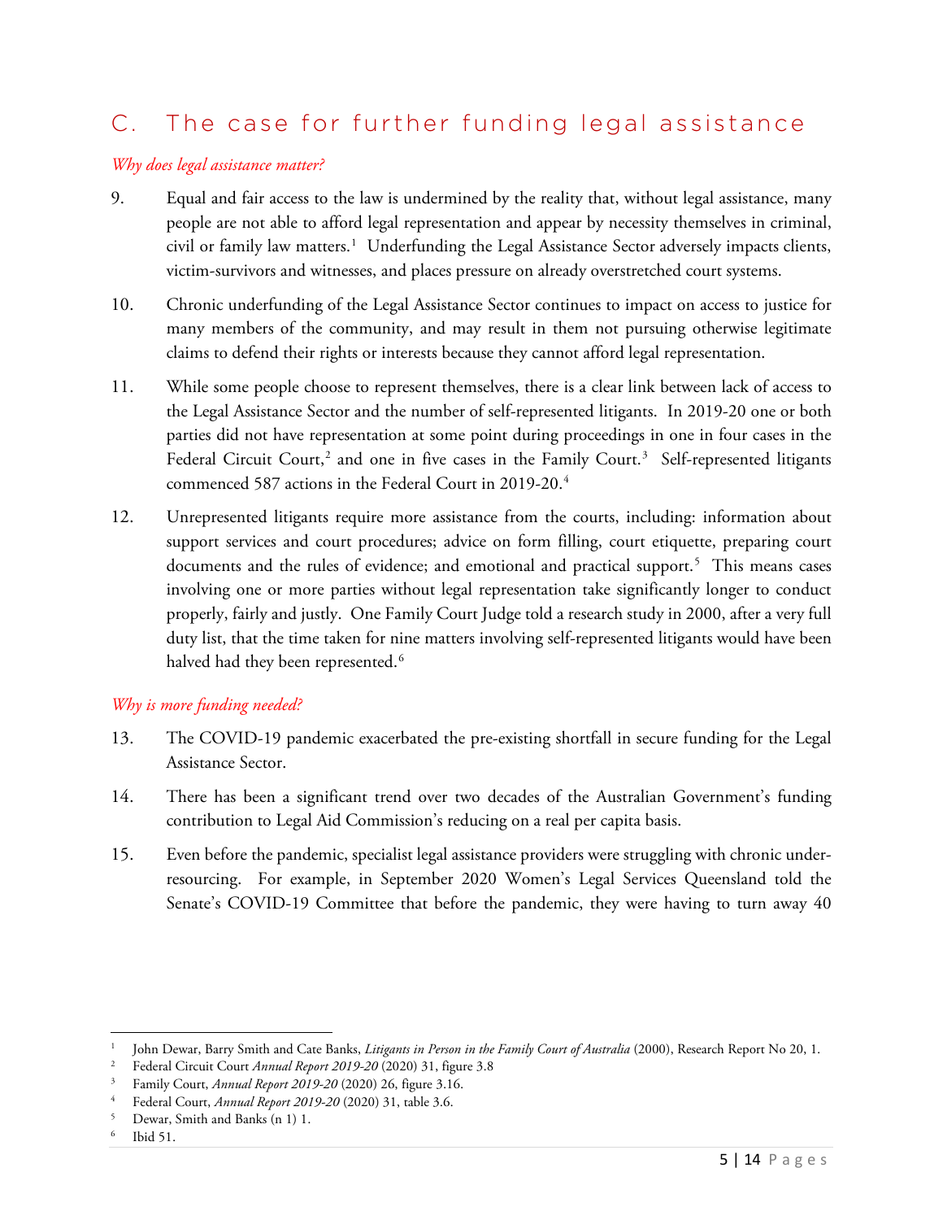## C. The case for further funding legal assistance

*Why does legal assistance matter?*

9. Equal and fair access to the law is undermined by the reality that, without legal assistance, many people are not able to afford legal representation and appear by necessity themselves in criminal, civil or family law matters.[1] Underfunding the Legal Assistance Sector adversely impacts clients, victim-survivors and witnesses, and places pressure on already overstretched court systems.

10. Chronic underfunding of the Legal Assistance Sector continues to impact on access to justice for many members of the community, and may result in them not pursuing otherwise legitimate claims to defend their rights or interests because they cannot afford legal representation.

11. While some people choose to represent themselves, there is a clear link between lack of access to the Legal Assistance Sector and the number of self-represented litigants. In 2019-20 one or both parties did not have representation at some point during proceedings in one in four cases in the Federal Circuit Court,[2] and one in five cases in the Family Court.[3] Self-represented litigants commenced 587 actions in the Federal Court in 2019-20.[4]

12. Unrepresented litigants require more assistance from the courts, including: information about support services and court procedures; advice on form filling, court etiquette, preparing court documents and the rules of evidence; and emotional and practical support.[5] This means cases involving one or more parties without legal representation take significantly longer to conduct properly, fairly and justly. One Family Court Judge told a research study in 2000, after a very full duty list, that the time taken for nine matters involving self-represented litigants would have been halved had they been represented.[6]

*Why is more funding needed?*

13. The COVID-19 pandemic exacerbated the pre-existing shortfall in secure funding for the Legal Assistance Sector.

14. There has been a significant trend over two decades of the Australian Government's funding contribution to Legal Aid Commission's reducing on a real per capita basis.

15. Even before the pandemic, specialist legal assistance providers were struggling with chronic under-resourcing. For example, in September 2020 Women's Legal Services Queensland told the Senate's COVID-19 Committee that before the pandemic, they were having to turn away 40

---

[1] John Dewar, Barry Smith and Cate Banks, *Litigants in Person in the Family Court of Australia* (2000), Research Report No 20, 1.

[2] Federal Circuit Court *Annual Report 2019-20* (2020) 31, figure 3.8

[3] Family Court, *Annual Report 2019-20* (2020) 26, figure 3.16.

[4] Federal Court, *Annual Report 2019-20* (2020) 31, table 3.6.

[5] Dewar, Smith and Banks (n 1) 1.

[6] Ibid 51.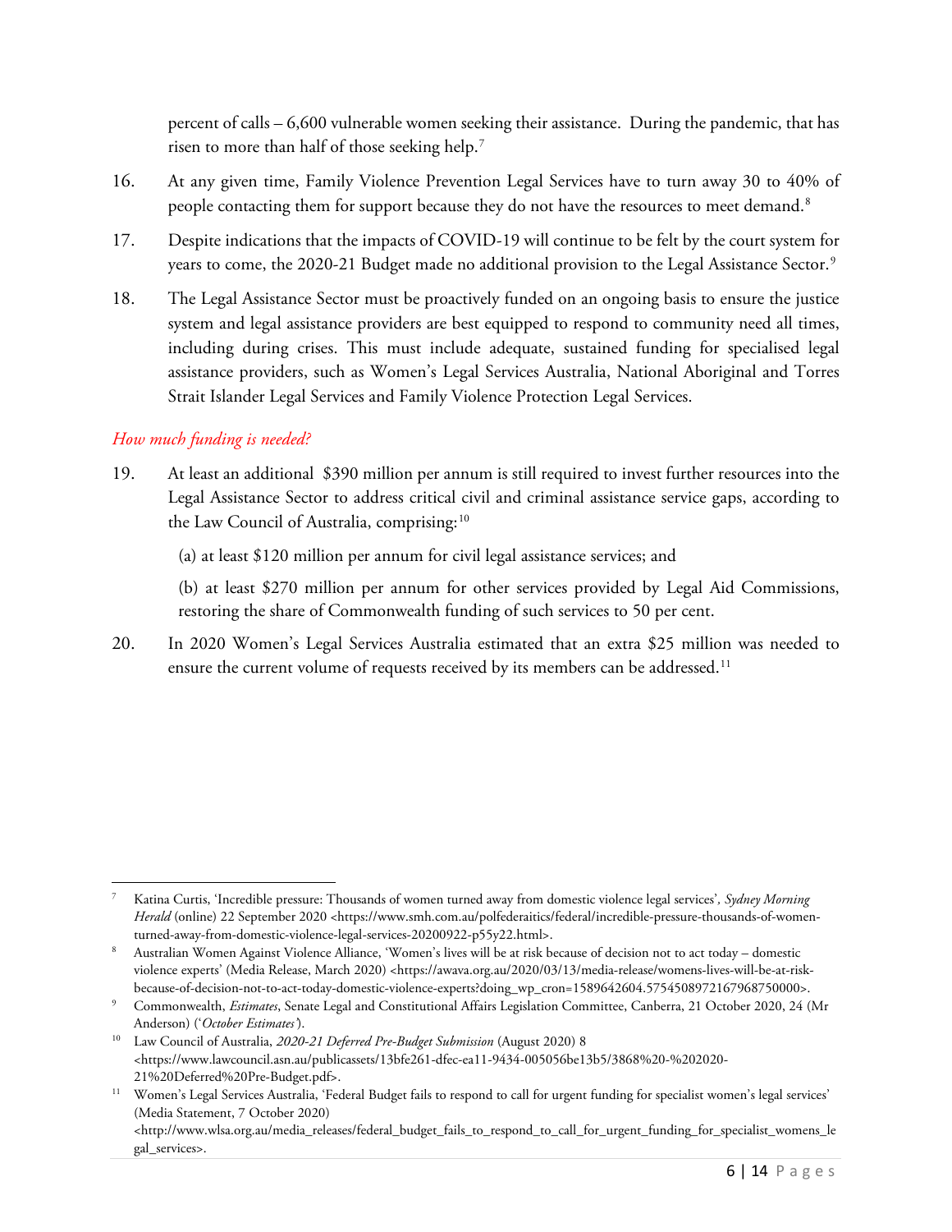percent of calls – 6,600 vulnerable women seeking their assistance. During the pandemic, that has risen to more than half of those seeking help.[7]

16. At any given time, Family Violence Prevention Legal Services have to turn away 30 to 40% of people contacting them for support because they do not have the resources to meet demand.[8]

17. Despite indications that the impacts of COVID-19 will continue to be felt by the court system for years to come, the 2020-21 Budget made no additional provision to the Legal Assistance Sector.[9]

18. The Legal Assistance Sector must be proactively funded on an ongoing basis to ensure the justice system and legal assistance providers are best equipped to respond to community need all times, including during crises. This must include adequate, sustained funding for specialised legal assistance providers, such as Women's Legal Services Australia, National Aboriginal and Torres Strait Islander Legal Services and Family Violence Protection Legal Services.

*How much funding is needed?*

19. At least an additional $390 million per annum is still required to invest further resources into the Legal Assistance Sector to address critical civil and criminal assistance service gaps, according to the Law Council of Australia, comprising:[10]

    (a) at least $120 million per annum for civil legal assistance services; and

    (b) at least $270 million per annum for other services provided by Legal Aid Commissions, restoring the share of Commonwealth funding of such services to 50 per cent.

20. In 2020 Women's Legal Services Australia estimated that an extra $25 million was needed to ensure the current volume of requests received by its members can be addressed.[11]

---

[7] Katina Curtis, 'Incredible pressure: Thousands of women turned away from domestic violence legal services', *Sydney Morning Herald* (online) 22 September 2020 <https://www.smh.com.au/polfederaitics/federal/incredible-pressure-thousands-of-women-turned-away-from-domestic-violence-legal-services-20200922-p55y22.html>.

[8] Australian Women Against Violence Alliance, 'Women's lives will be at risk because of decision not to act today – domestic violence experts' (Media Release, March 2020) <https://awava.org.au/2020/03/13/media-release/womens-lives-will-be-at-risk-because-of-decision-not-to-act-today-domestic-violence-experts?doing_wp_cron=1589642604.5754508972167968750000>.

[9] Commonwealth, *Estimates*, Senate Legal and Constitutional Affairs Legislation Committee, Canberra, 21 October 2020, 24 (Mr Anderson) ('*October Estimates*').

[10] Law Council of Australia, *2020-21 Deferred Pre-Budget Submission* (August 2020) 8 <https://www.lawcouncil.asn.au/publicassets/13bfe261-dfec-ea11-9434-005056be13b5/3868%20-%202020-21%20Deferred%20Pre-Budget.pdf>.

[11] Women's Legal Services Australia, 'Federal Budget fails to respond to call for urgent funding for specialist women's legal services' (Media Statement, 7 October 2020) <http://www.wlsa.org.au/media_releases/federal_budget_fails_to_respond_to_call_for_urgent_funding_for_specialist_womens_legal_services>.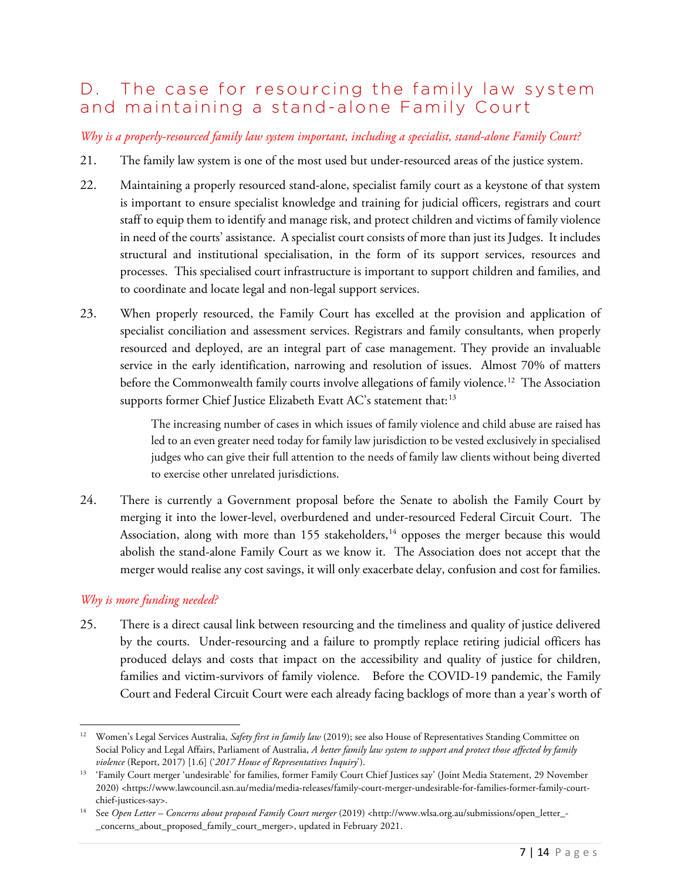## D. The case for resourcing the family law system and maintaining a stand-alone Family Court

*Why is a properly-resourced family law system important, including a specialist, stand-alone Family Court?*

21. The family law system is one of the most used but under-resourced areas of the justice system.

22. Maintaining a properly resourced stand-alone, specialist family court as a keystone of that system is important to ensure specialist knowledge and training for judicial officers, registrars and court staff to equip them to identify and manage risk, and protect children and victims of family violence in need of the courts' assistance. A specialist court consists of more than just its Judges. It includes structural and institutional specialisation, in the form of its support services, resources and processes. This specialised court infrastructure is important to support children and families, and to coordinate and locate legal and non-legal support services.

23. When properly resourced, the Family Court has excelled at the provision and application of specialist conciliation and assessment services. Registrars and family consultants, when properly resourced and deployed, are an integral part of case management. They provide an invaluable service in the early identification, narrowing and resolution of issues. Almost 70% of matters before the Commonwealth family courts involve allegations of family violence.[12] The Association supports former Chief Justice Elizabeth Evatt AC's statement that:[13]

> The increasing number of cases in which issues of family violence and child abuse are raised has led to an even greater need today for family law jurisdiction to be vested exclusively in specialised judges who can give their full attention to the needs of family law clients without being diverted to exercise other unrelated jurisdictions.

24. There is currently a Government proposal before the Senate to abolish the Family Court by merging it into the lower-level, overburdened and under-resourced Federal Circuit Court. The Association, along with more than 155 stakeholders,[14] opposes the merger because this would abolish the stand-alone Family Court as we know it. The Association does not accept that the merger would realise any cost savings, it will only exacerbate delay, confusion and cost for families.

*Why is more funding needed?*

25. There is a direct causal link between resourcing and the timeliness and quality of justice delivered by the courts. Under-resourcing and a failure to promptly replace retiring judicial officers has produced delays and costs that impact on the accessibility and quality of justice for children, families and victim-survivors of family violence. Before the COVID-19 pandemic, the Family Court and Federal Circuit Court were each already facing backlogs of more than a year's worth of

---

[12] Women's Legal Services Australia, *Safety first in family law* (2019); see also House of Representatives Standing Committee on Social Policy and Legal Affairs, Parliament of Australia, *A better family law system to support and protect those affected by family violence* (Report, 2017) [1.6] ('*2017 House of Representatives Inquiry*').

[13] 'Family Court merger 'undesirable' for families, former Family Court Chief Justices say' (Joint Media Statement, 29 November 2020) <https://www.lawcouncil.asn.au/media/media-releases/family-court-merger-undesirable-for-families-former-family-court-chief-justices-say>.

[14] See *Open Letter – Concerns about proposed Family Court merger* (2019) <http://www.wlsa.org.au/submissions/open_letter_-_concerns_about_proposed_family_court_merger>, updated in February 2021.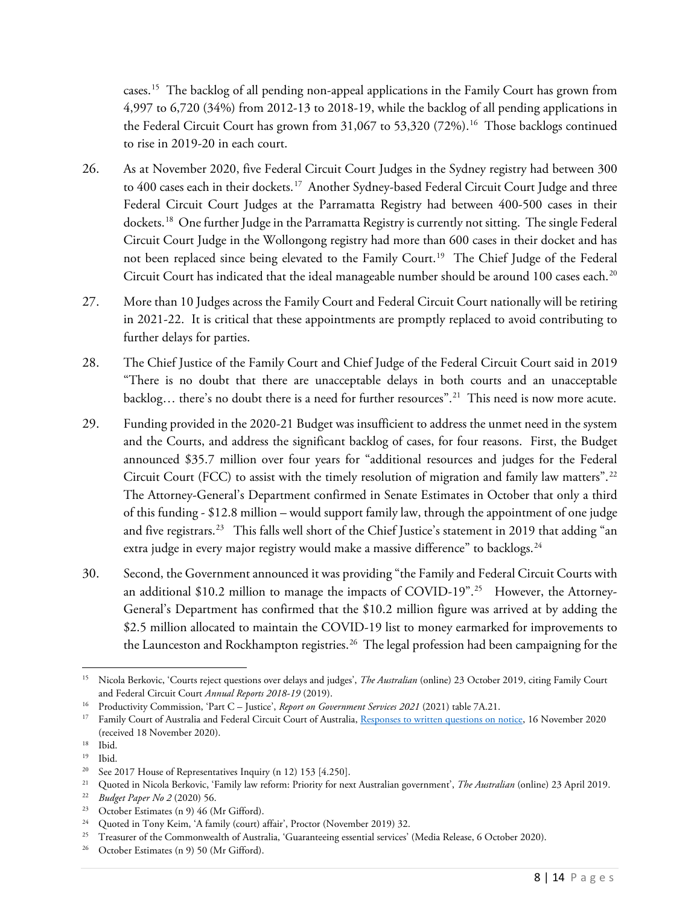cases.[15] The backlog of all pending non-appeal applications in the Family Court has grown from 4,997 to 6,720 (34%) from 2012-13 to 2018-19, while the backlog of all pending applications in the Federal Circuit Court has grown from 31,067 to 53,320 (72%).[16] Those backlogs continued to rise in 2019-20 in each court.

26. As at November 2020, five Federal Circuit Court Judges in the Sydney registry had between 300 to 400 cases each in their dockets.[17] Another Sydney-based Federal Circuit Court Judge and three Federal Circuit Court Judges at the Parramatta Registry had between 400-500 cases in their dockets.[18] One further Judge in the Parramatta Registry is currently not sitting. The single Federal Circuit Court Judge in the Wollongong registry had more than 600 cases in their docket and has not been replaced since being elevated to the Family Court.[19] The Chief Judge of the Federal Circuit Court has indicated that the ideal manageable number should be around 100 cases each.[20]

27. More than 10 Judges across the Family Court and Federal Circuit Court nationally will be retiring in 2021-22. It is critical that these appointments are promptly replaced to avoid contributing to further delays for parties.

28. The Chief Justice of the Family Court and Chief Judge of the Federal Circuit Court said in 2019 "There is no doubt that there are unacceptable delays in both courts and an unacceptable backlog… there's no doubt there is a need for further resources".[21] This need is now more acute.

29. Funding provided in the 2020-21 Budget was insufficient to address the unmet need in the system and the Courts, and address the significant backlog of cases, for four reasons. First, the Budget announced $35.7 million over four years for "additional resources and judges for the Federal Circuit Court (FCC) to assist with the timely resolution of migration and family law matters".[22] The Attorney-General's Department confirmed in Senate Estimates in October that only a third of this funding - $12.8 million – would support family law, through the appointment of one judge and five registrars.[23] This falls well short of the Chief Justice's statement in 2019 that adding "an extra judge in every major registry would make a massive difference" to backlogs.[24]

30. Second, the Government announced it was providing "the Family and Federal Circuit Courts with an additional $10.2 million to manage the impacts of COVID-19".[25] However, the Attorney-General's Department has confirmed that the $10.2 million figure was arrived at by adding the $2.5 million allocated to maintain the COVID-19 list to money earmarked for improvements to the Launceston and Rockhampton registries.[26] The legal profession had been campaigning for the

---

[15] Nicola Berkovic, 'Courts reject questions over delays and judges', *The Australian* (online) 23 October 2019, citing Family Court and Federal Circuit Court *Annual Reports 2018-19* (2019).

[16] Productivity Commission, 'Part C – Justice', *Report on Government Services 2021* (2021) table 7A.21.

[17] Family Court of Australia and Federal Circuit Court of Australia, Responses to written questions on notice, 16 November 2020 (received 18 November 2020).

[18] Ibid.

[19] Ibid.

[20] See 2017 House of Representatives Inquiry (n 12) 153 [4.250].

[21] Quoted in Nicola Berkovic, 'Family law reform: Priority for next Australian government', *The Australian* (online) 23 April 2019.

[22] *Budget Paper No 2* (2020) 56.

[23] October Estimates (n 9) 46 (Mr Gifford).

[24] Quoted in Tony Keim, 'A family (court) affair', Proctor (November 2019) 32.

[25] Treasurer of the Commonwealth of Australia, 'Guaranteeing essential services' (Media Release, 6 October 2020).

[26] October Estimates (n 9) 50 (Mr Gifford).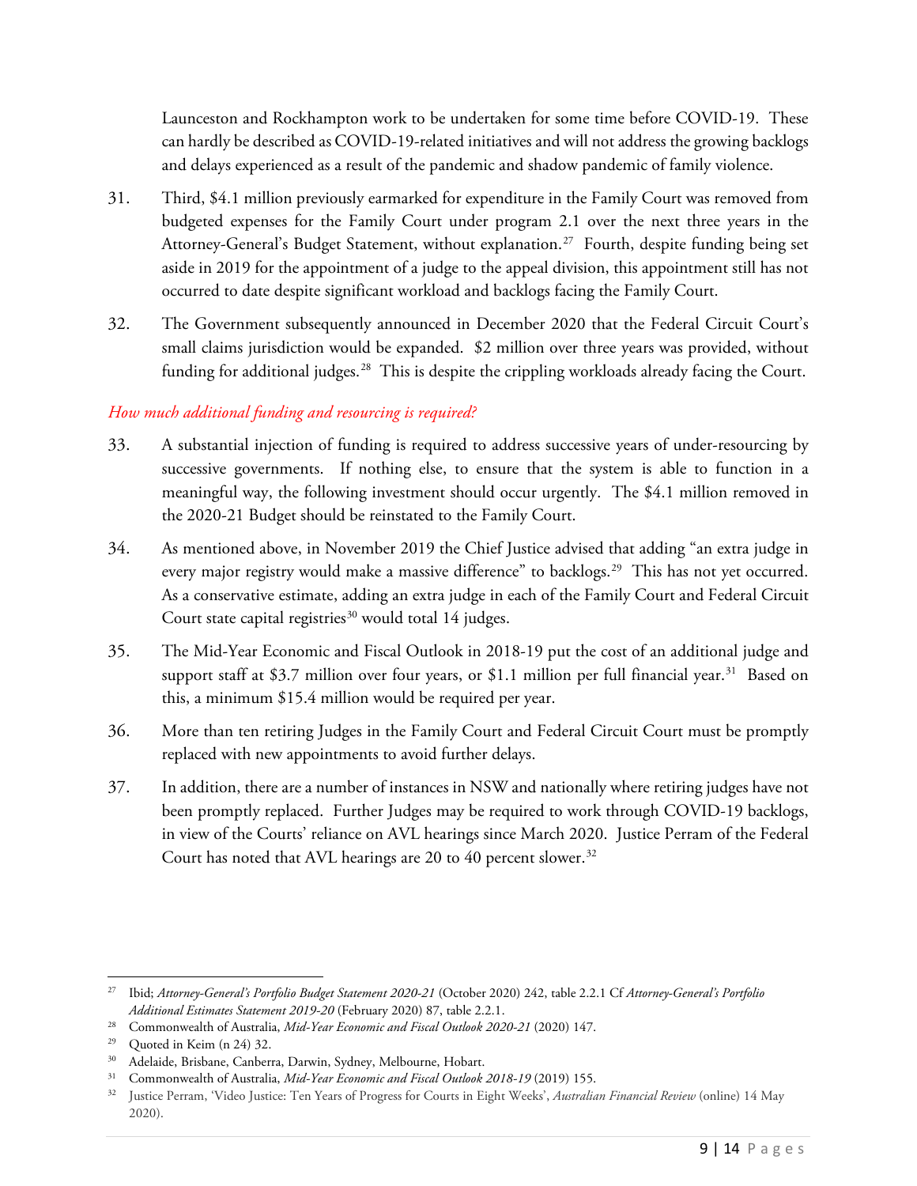Launceston and Rockhampton work to be undertaken for some time before COVID-19. These can hardly be described as COVID-19-related initiatives and will not address the growing backlogs and delays experienced as a result of the pandemic and shadow pandemic of family violence.

31. Third, $4.1 million previously earmarked for expenditure in the Family Court was removed from budgeted expenses for the Family Court under program 2.1 over the next three years in the Attorney-General's Budget Statement, without explanation.[27] Fourth, despite funding being set aside in 2019 for the appointment of a judge to the appeal division, this appointment still has not occurred to date despite significant workload and backlogs facing the Family Court.

32. The Government subsequently announced in December 2020 that the Federal Circuit Court's small claims jurisdiction would be expanded. $2 million over three years was provided, without funding for additional judges.[28] This is despite the crippling workloads already facing the Court.

*How much additional funding and resourcing is required?*

33. A substantial injection of funding is required to address successive years of under-resourcing by successive governments. If nothing else, to ensure that the system is able to function in a meaningful way, the following investment should occur urgently. The $4.1 million removed in the 2020-21 Budget should be reinstated to the Family Court.

34. As mentioned above, in November 2019 the Chief Justice advised that adding "an extra judge in every major registry would make a massive difference" to backlogs.[29] This has not yet occurred. As a conservative estimate, adding an extra judge in each of the Family Court and Federal Circuit Court state capital registries[30] would total 14 judges.

35. The Mid-Year Economic and Fiscal Outlook in 2018-19 put the cost of an additional judge and support staff at $3.7 million over four years, or $1.1 million per full financial year.[31] Based on this, a minimum $15.4 million would be required per year.

36. More than ten retiring Judges in the Family Court and Federal Circuit Court must be promptly replaced with new appointments to avoid further delays.

37. In addition, there are a number of instances in NSW and nationally where retiring judges have not been promptly replaced. Further Judges may be required to work through COVID-19 backlogs, in view of the Courts' reliance on AVL hearings since March 2020. Justice Perram of the Federal Court has noted that AVL hearings are 20 to 40 percent slower.[32]

---

[27] Ibid; *Attorney-General's Portfolio Budget Statement 2020-21* (October 2020) 242, table 2.2.1 Cf *Attorney-General's Portfolio Additional Estimates Statement 2019-20* (February 2020) 87, table 2.2.1.

[28] Commonwealth of Australia, *Mid-Year Economic and Fiscal Outlook 2020-21* (2020) 147.

[29] Quoted in Keim (n 24) 32.

[30] Adelaide, Brisbane, Canberra, Darwin, Sydney, Melbourne, Hobart.

[31] Commonwealth of Australia, *Mid-Year Economic and Fiscal Outlook 2018-19* (2019) 155.

[32] Justice Perram, 'Video Justice: Ten Years of Progress for Courts in Eight Weeks', *Australian Financial Review* (online) 14 May 2020).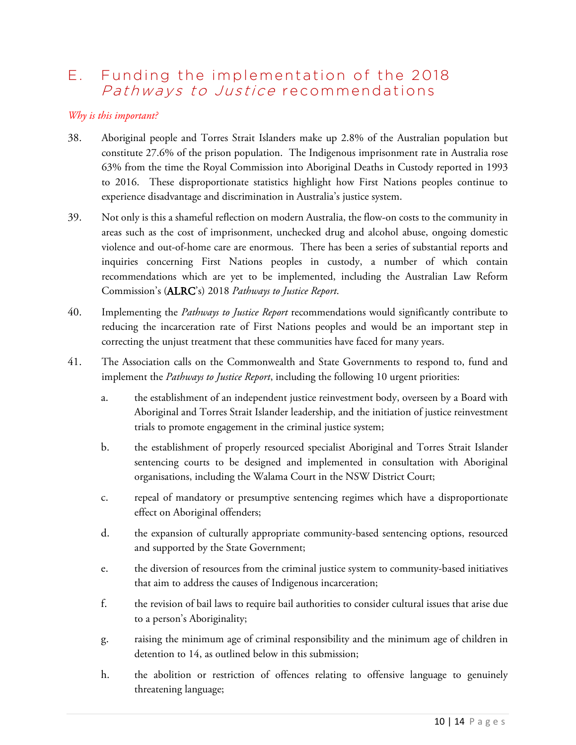## E. Funding the implementation of the 2018 *Pathways to Justice* recommendations

*Why is this important?*

38. Aboriginal people and Torres Strait Islanders make up 2.8% of the Australian population but constitute 27.6% of the prison population. The Indigenous imprisonment rate in Australia rose 63% from the time the Royal Commission into Aboriginal Deaths in Custody reported in 1993 to 2016. These disproportionate statistics highlight how First Nations peoples continue to experience disadvantage and discrimination in Australia's justice system.

39. Not only is this a shameful reflection on modern Australia, the flow-on costs to the community in areas such as the cost of imprisonment, unchecked drug and alcohol abuse, ongoing domestic violence and out-of-home care are enormous. There has been a series of substantial reports and inquiries concerning First Nations peoples in custody, a number of which contain recommendations which are yet to be implemented, including the Australian Law Reform Commission's (**ALRC**'s) 2018 *Pathways to Justice Report*.

40. Implementing the *Pathways to Justice Report* recommendations would significantly contribute to reducing the incarceration rate of First Nations peoples and would be an important step in correcting the unjust treatment that these communities have faced for many years.

41. The Association calls on the Commonwealth and State Governments to respond to, fund and implement the *Pathways to Justice Report*, including the following 10 urgent priorities:

    a. the establishment of an independent justice reinvestment body, overseen by a Board with Aboriginal and Torres Strait Islander leadership, and the initiation of justice reinvestment trials to promote engagement in the criminal justice system;

    b. the establishment of properly resourced specialist Aboriginal and Torres Strait Islander sentencing courts to be designed and implemented in consultation with Aboriginal organisations, including the Walama Court in the NSW District Court;

    c. repeal of mandatory or presumptive sentencing regimes which have a disproportionate effect on Aboriginal offenders;

    d. the expansion of culturally appropriate community-based sentencing options, resourced and supported by the State Government;

    e. the diversion of resources from the criminal justice system to community-based initiatives that aim to address the causes of Indigenous incarceration;

    f. the revision of bail laws to require bail authorities to consider cultural issues that arise due to a person's Aboriginality;

    g. raising the minimum age of criminal responsibility and the minimum age of children in detention to 14, as outlined below in this submission;

    h. the abolition or restriction of offences relating to offensive language to genuinely threatening language;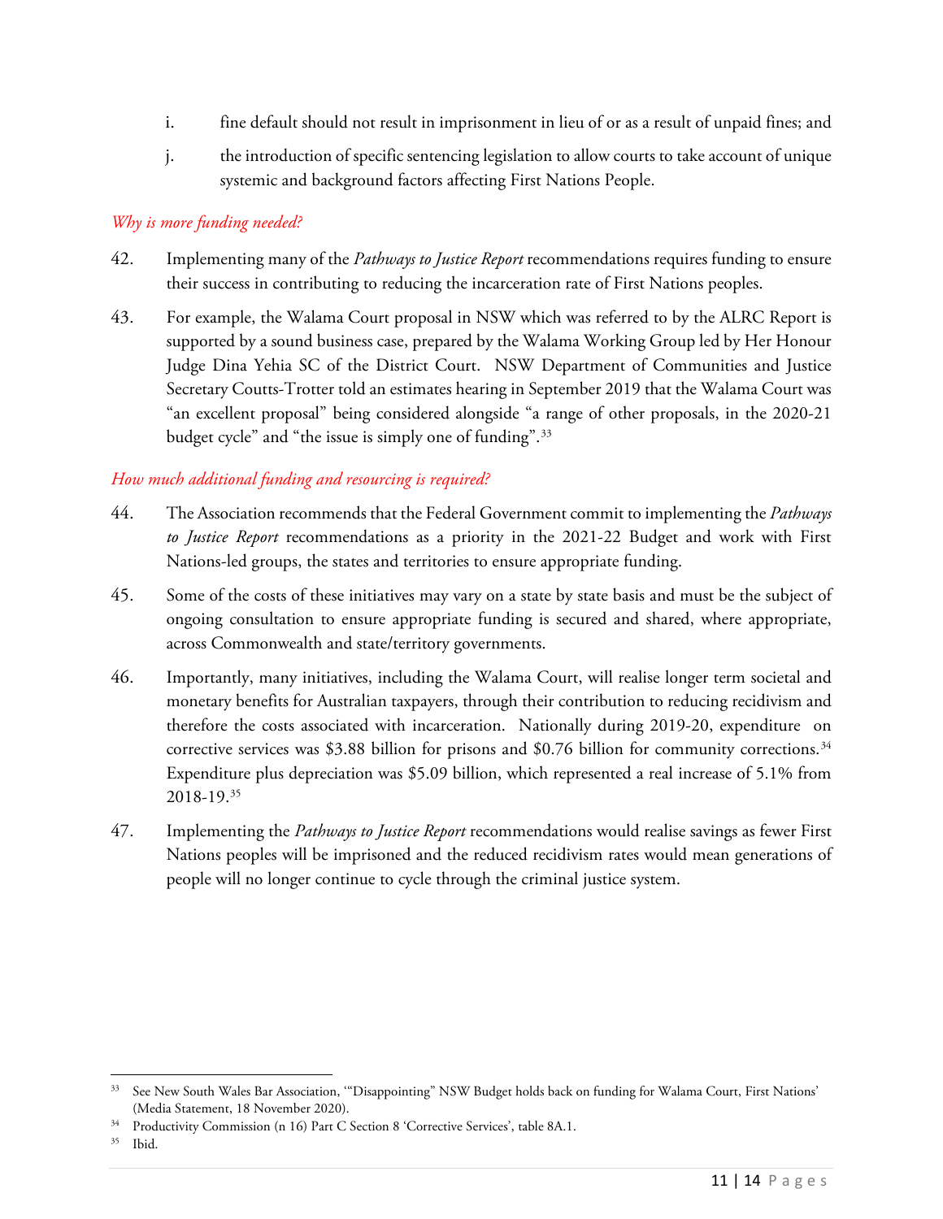i. fine default should not result in imprisonment in lieu of or as a result of unpaid fines; and

j. the introduction of specific sentencing legislation to allow courts to take account of unique systemic and background factors affecting First Nations People.

*Why is more funding needed?*

42. Implementing many of the *Pathways to Justice Report* recommendations requires funding to ensure their success in contributing to reducing the incarceration rate of First Nations peoples.

43. For example, the Walama Court proposal in NSW which was referred to by the ALRC Report is supported by a sound business case, prepared by the Walama Working Group led by Her Honour Judge Dina Yehia SC of the District Court. NSW Department of Communities and Justice Secretary Coutts-Trotter told an estimates hearing in September 2019 that the Walama Court was "an excellent proposal" being considered alongside "a range of other proposals, in the 2020-21 budget cycle" and "the issue is simply one of funding".[33]

*How much additional funding and resourcing is required?*

44. The Association recommends that the Federal Government commit to implementing the *Pathways to Justice Report* recommendations as a priority in the 2021-22 Budget and work with First Nations-led groups, the states and territories to ensure appropriate funding.

45. Some of the costs of these initiatives may vary on a state by state basis and must be the subject of ongoing consultation to ensure appropriate funding is secured and shared, where appropriate, across Commonwealth and state/territory governments.

46. Importantly, many initiatives, including the Walama Court, will realise longer term societal and monetary benefits for Australian taxpayers, through their contribution to reducing recidivism and therefore the costs associated with incarceration. Nationally during 2019-20, expenditure on corrective services was \$3.88 billion for prisons and \$0.76 billion for community corrections.[34] Expenditure plus depreciation was \$5.09 billion, which represented a real increase of 5.1% from 2018-19.[35]

47. Implementing the *Pathways to Justice Report* recommendations would realise savings as fewer First Nations peoples will be imprisoned and the reduced recidivism rates would mean generations of people will no longer continue to cycle through the criminal justice system.

---

[33] See New South Wales Bar Association, '"Disappointing" NSW Budget holds back on funding for Walama Court, First Nations' (Media Statement, 18 November 2020).

[34] Productivity Commission (n 16) Part C Section 8 'Corrective Services', table 8A.1.

[35] Ibid.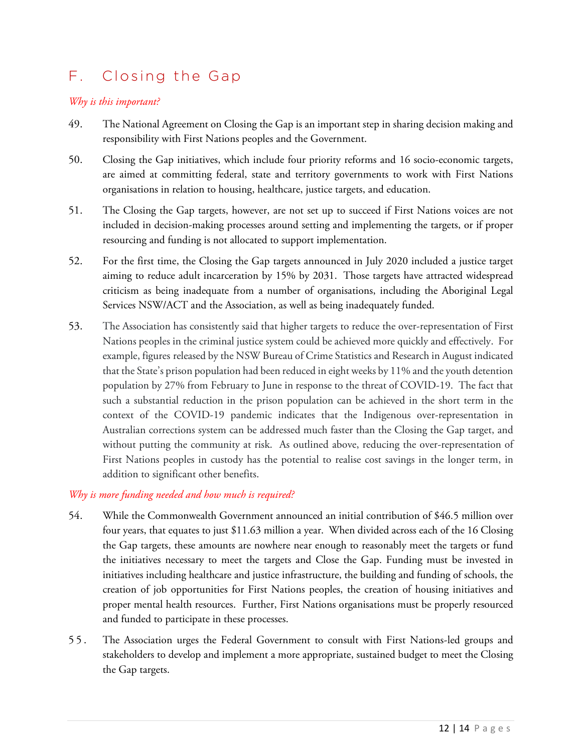# F. Closing the Gap

*Why is this important?*

49. The National Agreement on Closing the Gap is an important step in sharing decision making and responsibility with First Nations peoples and the Government.

50. Closing the Gap initiatives, which include four priority reforms and 16 socio-economic targets, are aimed at committing federal, state and territory governments to work with First Nations organisations in relation to housing, healthcare, justice targets, and education.

51. The Closing the Gap targets, however, are not set up to succeed if First Nations voices are not included in decision-making processes around setting and implementing the targets, or if proper resourcing and funding is not allocated to support implementation.

52. For the first time, the Closing the Gap targets announced in July 2020 included a justice target aiming to reduce adult incarceration by 15% by 2031. Those targets have attracted widespread criticism as being inadequate from a number of organisations, including the Aboriginal Legal Services NSW/ACT and the Association, as well as being inadequately funded.

53. The Association has consistently said that higher targets to reduce the over-representation of First Nations peoples in the criminal justice system could be achieved more quickly and effectively. For example, figures released by the NSW Bureau of Crime Statistics and Research in August indicated that the State's prison population had been reduced in eight weeks by 11% and the youth detention population by 27% from February to June in response to the threat of COVID-19. The fact that such a substantial reduction in the prison population can be achieved in the short term in the context of the COVID-19 pandemic indicates that the Indigenous over-representation in Australian corrections system can be addressed much faster than the Closing the Gap target, and without putting the community at risk. As outlined above, reducing the over-representation of First Nations peoples in custody has the potential to realise cost savings in the longer term, in addition to significant other benefits.

*Why is more funding needed and how much is required?*

54. While the Commonwealth Government announced an initial contribution of $46.5 million over four years, that equates to just $11.63 million a year. When divided across each of the 16 Closing the Gap targets, these amounts are nowhere near enough to reasonably meet the targets or fund the initiatives necessary to meet the targets and Close the Gap. Funding must be invested in initiatives including healthcare and justice infrastructure, the building and funding of schools, the creation of job opportunities for First Nations peoples, the creation of housing initiatives and proper mental health resources. Further, First Nations organisations must be properly resourced and funded to participate in these processes.

55. The Association urges the Federal Government to consult with First Nations-led groups and stakeholders to develop and implement a more appropriate, sustained budget to meet the Closing the Gap targets.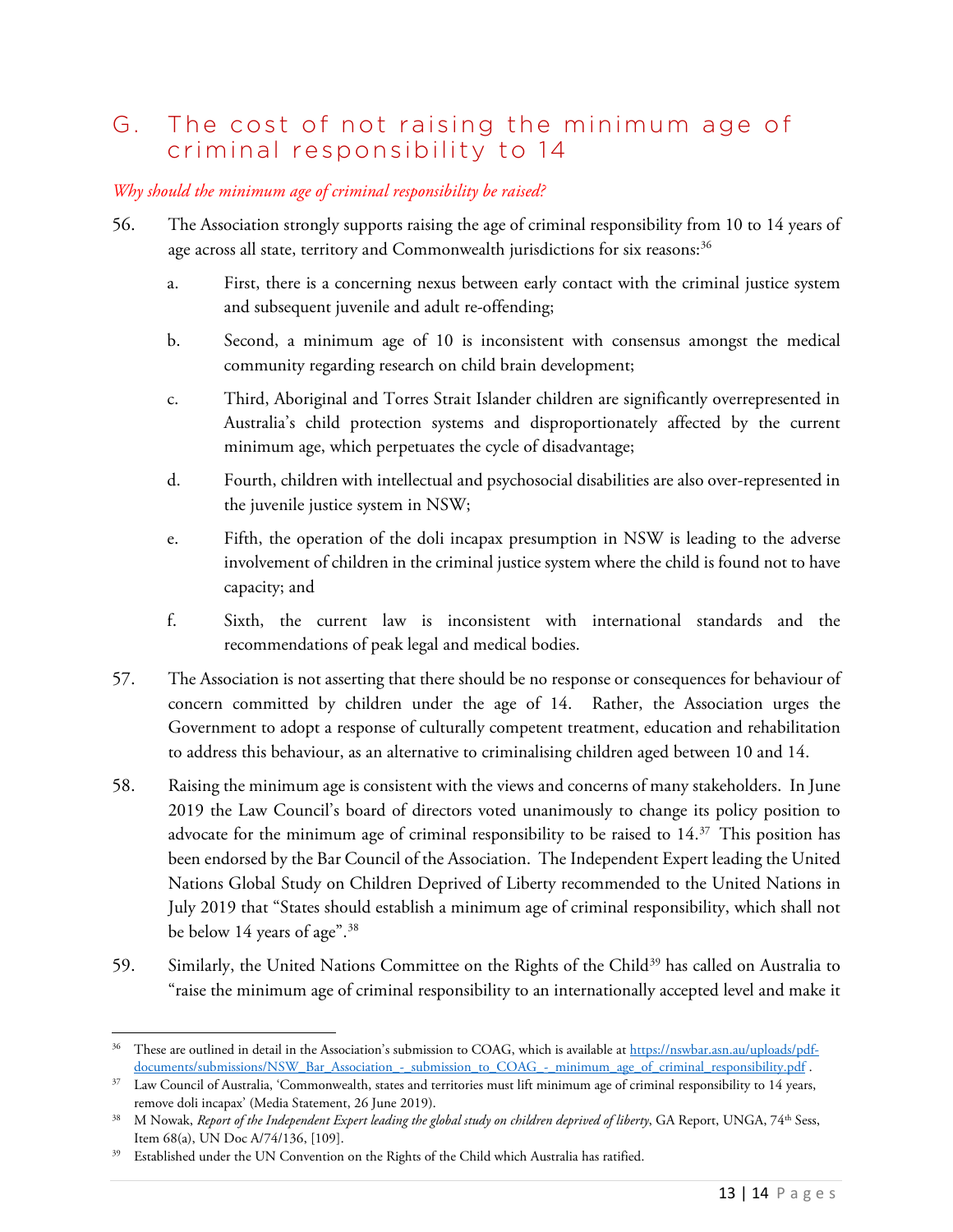## G. The cost of not raising the minimum age of criminal responsibility to 14

*Why should the minimum age of criminal responsibility be raised?*

56. The Association strongly supports raising the age of criminal responsibility from 10 to 14 years of age across all state, territory and Commonwealth jurisdictions for six reasons:[36]

    a. First, there is a concerning nexus between early contact with the criminal justice system and subsequent juvenile and adult re-offending;

    b. Second, a minimum age of 10 is inconsistent with consensus amongst the medical community regarding research on child brain development;

    c. Third, Aboriginal and Torres Strait Islander children are significantly overrepresented in Australia's child protection systems and disproportionately affected by the current minimum age, which perpetuates the cycle of disadvantage;

    d. Fourth, children with intellectual and psychosocial disabilities are also over-represented in the juvenile justice system in NSW;

    e. Fifth, the operation of the doli incapax presumption in NSW is leading to the adverse involvement of children in the criminal justice system where the child is found not to have capacity; and

    f. Sixth, the current law is inconsistent with international standards and the recommendations of peak legal and medical bodies.

57. The Association is not asserting that there should be no response or consequences for behaviour of concern committed by children under the age of 14. Rather, the Association urges the Government to adopt a response of culturally competent treatment, education and rehabilitation to address this behaviour, as an alternative to criminalising children aged between 10 and 14.

58. Raising the minimum age is consistent with the views and concerns of many stakeholders. In June 2019 the Law Council's board of directors voted unanimously to change its policy position to advocate for the minimum age of criminal responsibility to be raised to 14.[37] This position has been endorsed by the Bar Council of the Association. The Independent Expert leading the United Nations Global Study on Children Deprived of Liberty recommended to the United Nations in July 2019 that "States should establish a minimum age of criminal responsibility, which shall not be below 14 years of age".[38]

59. Similarly, the United Nations Committee on the Rights of the Child[39] has called on Australia to "raise the minimum age of criminal responsibility to an internationally accepted level and make it

---

[36] These are outlined in detail in the Association's submission to COAG, which is available at https://nswbar.asn.au/uploads/pdf-documents/submissions/NSW_Bar_Association_-_submission_to_COAG_-_minimum_age_of_criminal_responsibility.pdf .

[37] Law Council of Australia, 'Commonwealth, states and territories must lift minimum age of criminal responsibility to 14 years, remove doli incapax' (Media Statement, 26 June 2019).

[38] M Nowak, *Report of the Independent Expert leading the global study on children deprived of liberty*, GA Report, UNGA, 74th Sess, Item 68(a), UN Doc A/74/136, [109].

[39] Established under the UN Convention on the Rights of the Child which Australia has ratified.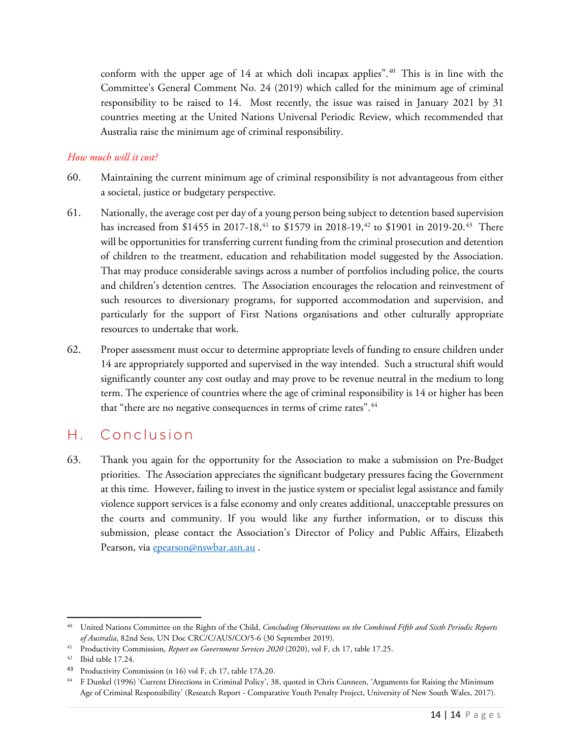conform with the upper age of 14 at which doli incapax applies".[40] This is in line with the Committee's General Comment No. 24 (2019) which called for the minimum age of criminal responsibility to be raised to 14. Most recently, the issue was raised in January 2021 by 31 countries meeting at the United Nations Universal Periodic Review, which recommended that Australia raise the minimum age of criminal responsibility.

*How much will it cost?*

60. Maintaining the current minimum age of criminal responsibility is not advantageous from either a societal, justice or budgetary perspective.

61. Nationally, the average cost per day of a young person being subject to detention based supervision has increased from $1455 in 2017-18,[41] to $1579 in 2018-19,[42] to $1901 in 2019-20.[43] There will be opportunities for transferring current funding from the criminal prosecution and detention of children to the treatment, education and rehabilitation model suggested by the Association. That may produce considerable savings across a number of portfolios including police, the courts and children's detention centres. The Association encourages the relocation and reinvestment of such resources to diversionary programs, for supported accommodation and supervision, and particularly for the support of First Nations organisations and other culturally appropriate resources to undertake that work.

62. Proper assessment must occur to determine appropriate levels of funding to ensure children under 14 are appropriately supported and supervised in the way intended. Such a structural shift would significantly counter any cost outlay and may prove to be revenue neutral in the medium to long term. The experience of countries where the age of criminal responsibility is 14 or higher has been that "there are no negative consequences in terms of crime rates".[44]

## H. Conclusion

63. Thank you again for the opportunity for the Association to make a submission on Pre-Budget priorities. The Association appreciates the significant budgetary pressures facing the Government at this time. However, failing to invest in the justice system or specialist legal assistance and family violence support services is a false economy and only creates additional, unacceptable pressures on the courts and community. If you would like any further information, or to discuss this submission, please contact the Association's Director of Policy and Public Affairs, Elizabeth Pearson, via epearson@nswbar.asn.au .

---

[40] United Nations Committee on the Rights of the Child, *Concluding Observations on the Combined Fifth and Sixth Periodic Reports of Australia*, 82nd Sess, UN Doc CRC/C/AUS/CO/5-6 (30 September 2019).

[41] Productivity Commission, *Report on Government Services 2020* (2020), vol F, ch 17, table 17.25.

[42] Ibid table 17.24.

[43] Productivity Commission (n 16) vol F, ch 17, table 17A.20.

[44] F Dunkel (1996) 'Current Directions in Criminal Policy', 38, quoted in Chris Cunneen, 'Arguments for Raising the Minimum Age of Criminal Responsibility' (Research Report - Comparative Youth Penalty Project, University of New South Wales, 2017).